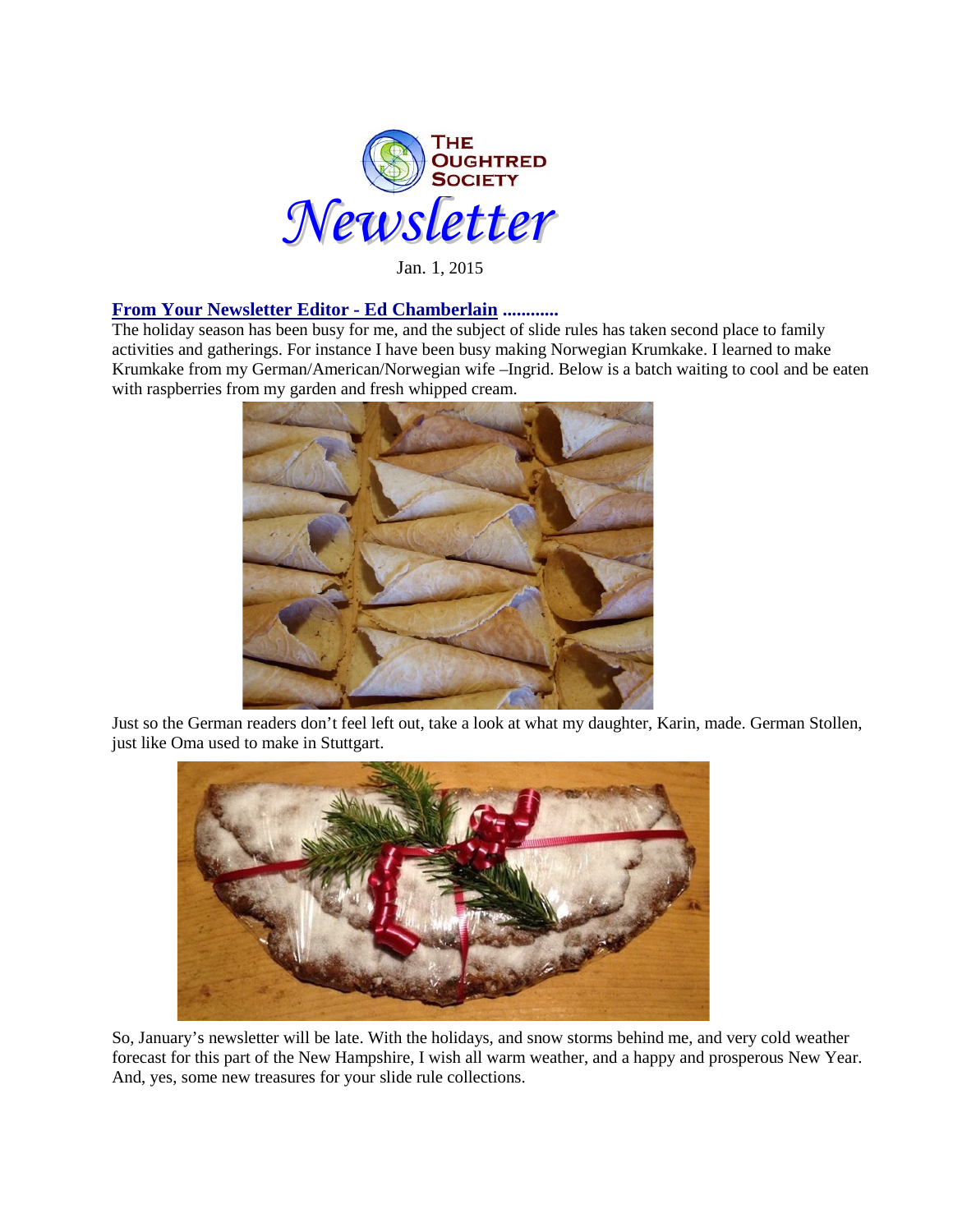# The Oughtred Society Newsletter

Jan. 1, 2015

## From Your Newsletter Editor - Ed Chamberlain ............

The holiday season has been busy for me, and the subject of slide rules has taken second place to family activities and gatherings. For instance I have been busy making Norwegian Krumkake. I learned to make Krumkake from my German/American/Norwegian wife –Ingrid. Below is a batch waiting to cool and be eaten with raspberries from my garden and fresh whipped cream.

Just so the German readers don't feel left out, take a look at what my daughter, Karin, made. German Stollen, just like Oma used to make in Stuttgart.

So, January's newsletter will be late. With the holidays, and snow storms behind me, and very cold weather forecast for this part of the New Hampshire, I wish all warm weather, and a happy and prosperous New Year. And, yes, some new treasures for your slide rule collections.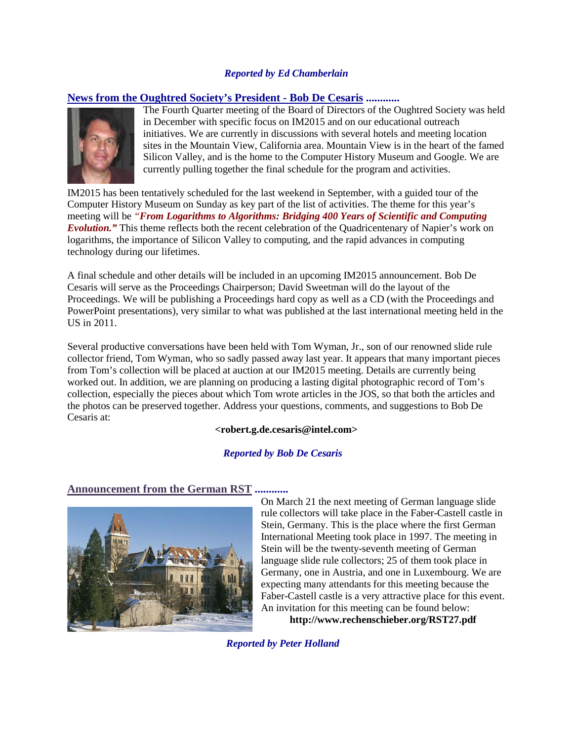*Reported by Ed Chamberlain*

## News from the Oughtred Society's President - Bob De Cesaris ............

The Fourth Quarter meeting of the Board of Directors of the Oughtred Society was held in December with specific focus on IM2015 and on our educational outreach initiatives. We are currently in discussions with several hotels and meeting location sites in the Mountain View, California area. Mountain View is in the heart of the famed Silicon Valley, and is the home to the Computer History Museum and Google. We are currently pulling together the final schedule for the program and activities.

IM2015 has been tentatively scheduled for the last weekend in September, with a guided tour of the Computer History Museum on Sunday as key part of the list of activities. The theme for this year's meeting will be ***"From Logarithms to Algorithms: Bridging 400 Years of Scientific and Computing Evolution."*** This theme reflects both the recent celebration of the Quadricentenary of Napier's work on logarithms, the importance of Silicon Valley to computing, and the rapid advances in computing technology during our lifetimes.

A final schedule and other details will be included in an upcoming IM2015 announcement. Bob De Cesaris will serve as the Proceedings Chairperson; David Sweetman will do the layout of the Proceedings. We will be publishing a Proceedings hard copy as well as a CD (with the Proceedings and PowerPoint presentations), very similar to what was published at the last international meeting held in the US in 2011.

Several productive conversations have been held with Tom Wyman, Jr., son of our renowned slide rule collector friend, Tom Wyman, who so sadly passed away last year. It appears that many important pieces from Tom's collection will be placed at auction at our IM2015 meeting. Details are currently being worked out. In addition, we are planning on producing a lasting digital photographic record of Tom's collection, especially the pieces about which Tom wrote articles in the JOS, so that both the articles and the photos can be preserved together. Address your questions, comments, and suggestions to Bob De Cesaris at:

**<robert.g.de.cesaris@intel.com>**

*Reported by Bob De Cesaris*

## Announcement from the German RST ............

On March 21 the next meeting of German language slide rule collectors will take place in the Faber-Castell castle in Stein, Germany. This is the place where the first German International Meeting took place in 1997. The meeting in Stein will be the twenty-seventh meeting of German language slide rule collectors; 25 of them took place in Germany, one in Austria, and one in Luxembourg. We are expecting many attendants for this meeting because the Faber-Castell castle is a very attractive place for this event. An invitation for this meeting can be found below:

**http://www.rechenschieber.org/RST27.pdf**

*Reported by Peter Holland*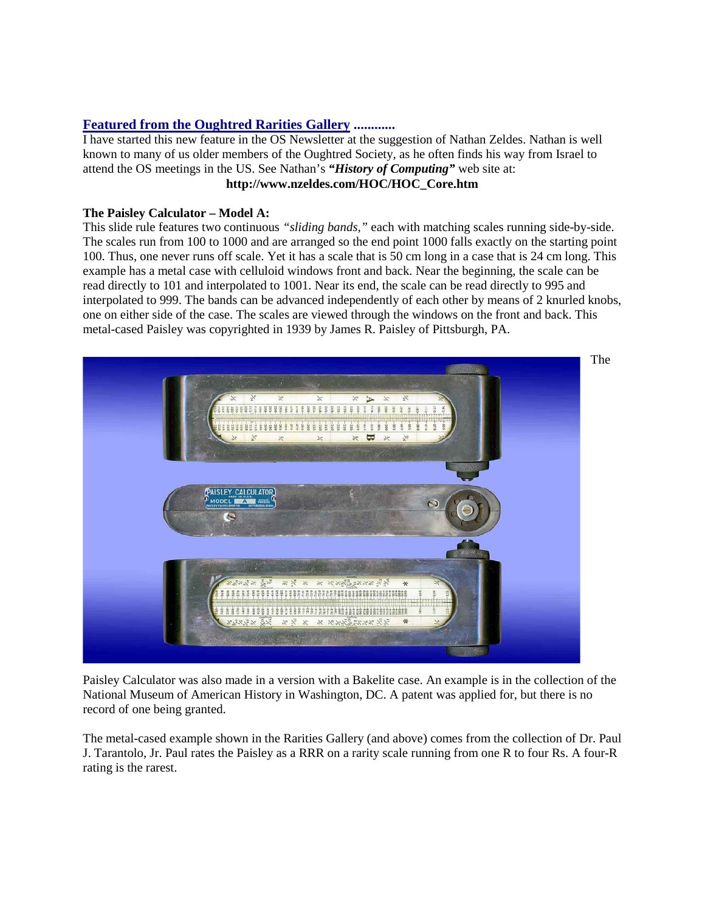## [Featured from the Oughtred Rarities Gallery](#) ............

I have started this new feature in the OS Newsletter at the suggestion of Nathan Zeldes. Nathan is well known to many of us older members of the Oughtred Society, as he often finds his way from Israel to attend the OS meetings in the US. See Nathan's ***"History of Computing"*** web site at:

**http://www.nzeldes.com/HOC/HOC_Core.htm**

**The Paisley Calculator – Model A:**

This slide rule features two continuous *"sliding bands,"* each with matching scales running side-by-side. The scales run from 100 to 1000 and are arranged so the end point 1000 falls exactly on the starting point 100. Thus, one never runs off scale. Yet it has a scale that is 50 cm long in a case that is 24 cm long. This example has a metal case with celluloid windows front and back. Near the beginning, the scale can be read directly to 101 and interpolated to 1001. Near its end, the scale can be read directly to 995 and interpolated to 999. The bands can be advanced independently of each other by means of 2 knurled knobs, one on either side of the case. The scales are viewed through the windows on the front and back. This metal-cased Paisley was copyrighted in 1939 by James R. Paisley of Pittsburgh, PA.

The Paisley Calculator was also made in a version with a Bakelite case. An example is in the collection of the National Museum of American History in Washington, DC. A patent was applied for, but there is no record of one being granted.

The metal-cased example shown in the Rarities Gallery (and above) comes from the collection of Dr. Paul J. Tarantolo, Jr. Paul rates the Paisley as a RRR on a rarity scale running from one R to four Rs. A four-R rating is the rarest.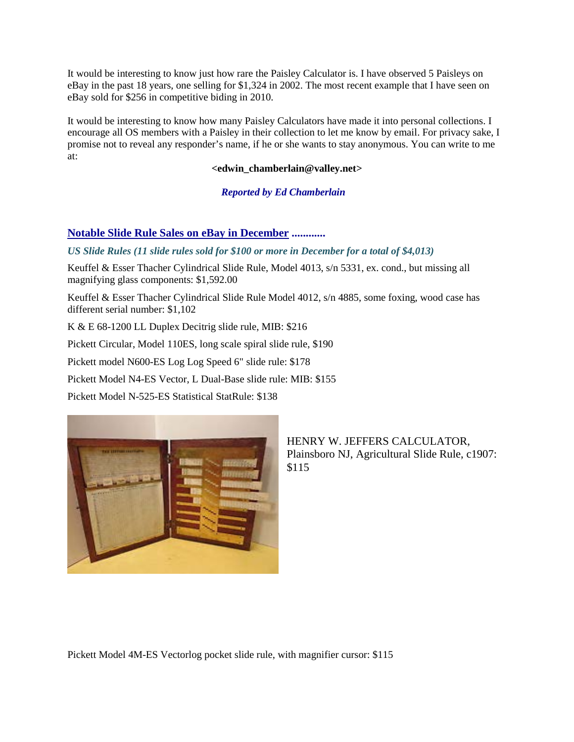It would be interesting to know just how rare the Paisley Calculator is. I have observed 5 Paisleys on eBay in the past 18 years, one selling for $1,324 in 2002. The most recent example that I have seen on eBay sold for $256 in competitive biding in 2010.

It would be interesting to know how many Paisley Calculators have made it into personal collections. I encourage all OS members with a Paisley in their collection to let me know by email. For privacy sake, I promise not to reveal any responder's name, if he or she wants to stay anonymous. You can write to me at:

**<edwin_chamberlain@valley.net>**

***Reported by Ed Chamberlain***

## Notable Slide Rule Sales on eBay in December ............

***US Slide Rules (11 slide rules sold for $100 or more in December for a total of $4,013)***

Keuffel & Esser Thacher Cylindrical Slide Rule, Model 4013, s/n 5331, ex. cond., but missing all magnifying glass components: $1,592.00

Keuffel & Esser Thacher Cylindrical Slide Rule Model 4012, s/n 4885, some foxing, wood case has different serial number: $1,102

K & E 68-1200 LL Duplex Decitrig slide rule, MIB: $216

Pickett Circular, Model 110ES, long scale spiral slide rule, $190

Pickett model N600-ES Log Log Speed 6" slide rule: $178

Pickett Model N4-ES Vector, L Dual-Base slide rule: MIB: $155

Pickett Model N-525-ES Statistical StatRule: $138

HENRY W. JEFFERS CALCULATOR, Plainsboro NJ, Agricultural Slide Rule, c1907: $115

Pickett Model 4M-ES Vectorlog pocket slide rule, with magnifier cursor: $115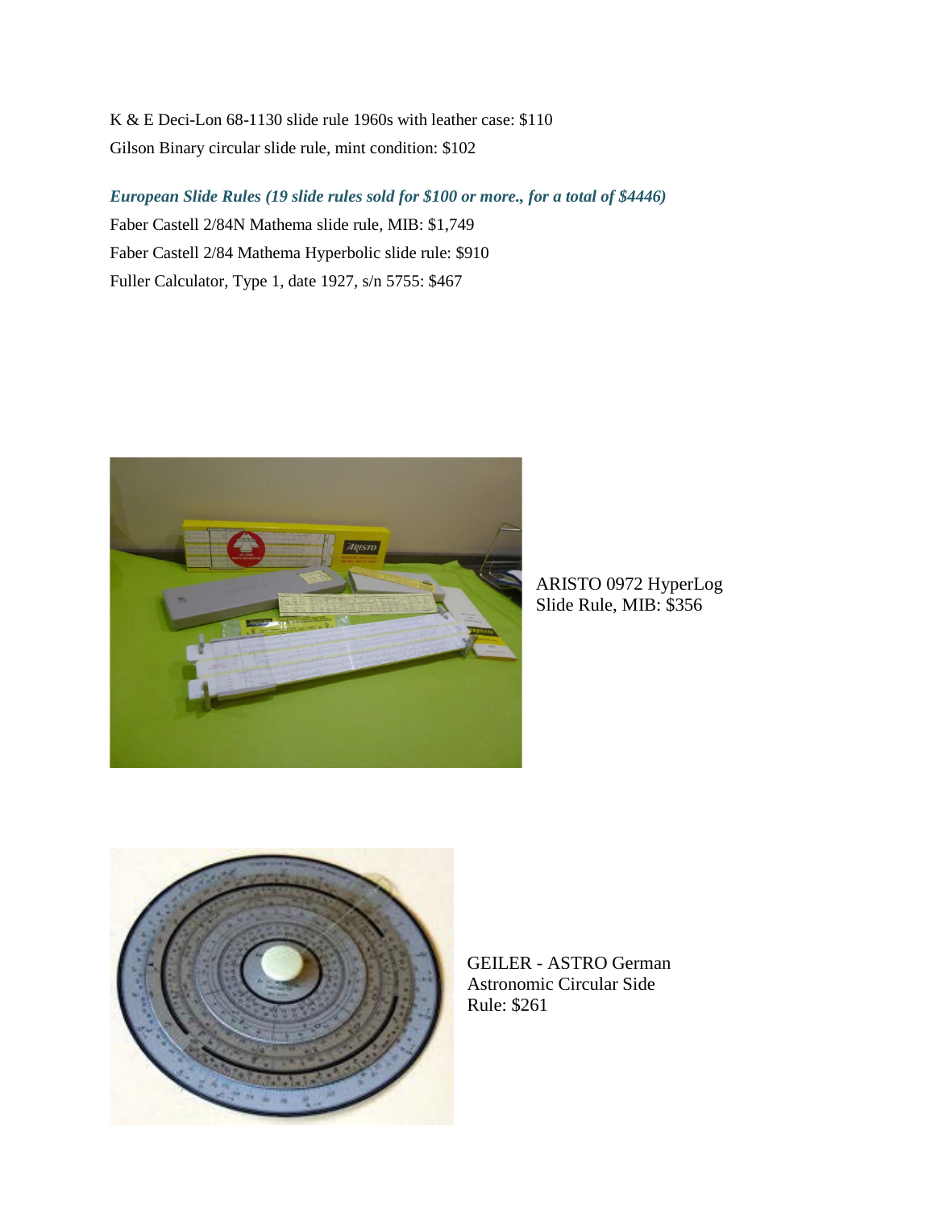K & E Deci-Lon 68-1130 slide rule 1960s with leather case: $110

Gilson Binary circular slide rule, mint condition: $102

***European Slide Rules (19 slide rules sold for $100 or more., for a total of $4446)***

Faber Castell 2/84N Mathema slide rule, MIB: $1,749

Faber Castell 2/84 Mathema Hyperbolic slide rule: $910

Fuller Calculator, Type 1, date 1927, s/n 5755: $467

ARISTO 0972 HyperLog Slide Rule, MIB: $356

GEILER - ASTRO German Astronomic Circular Side Rule: $261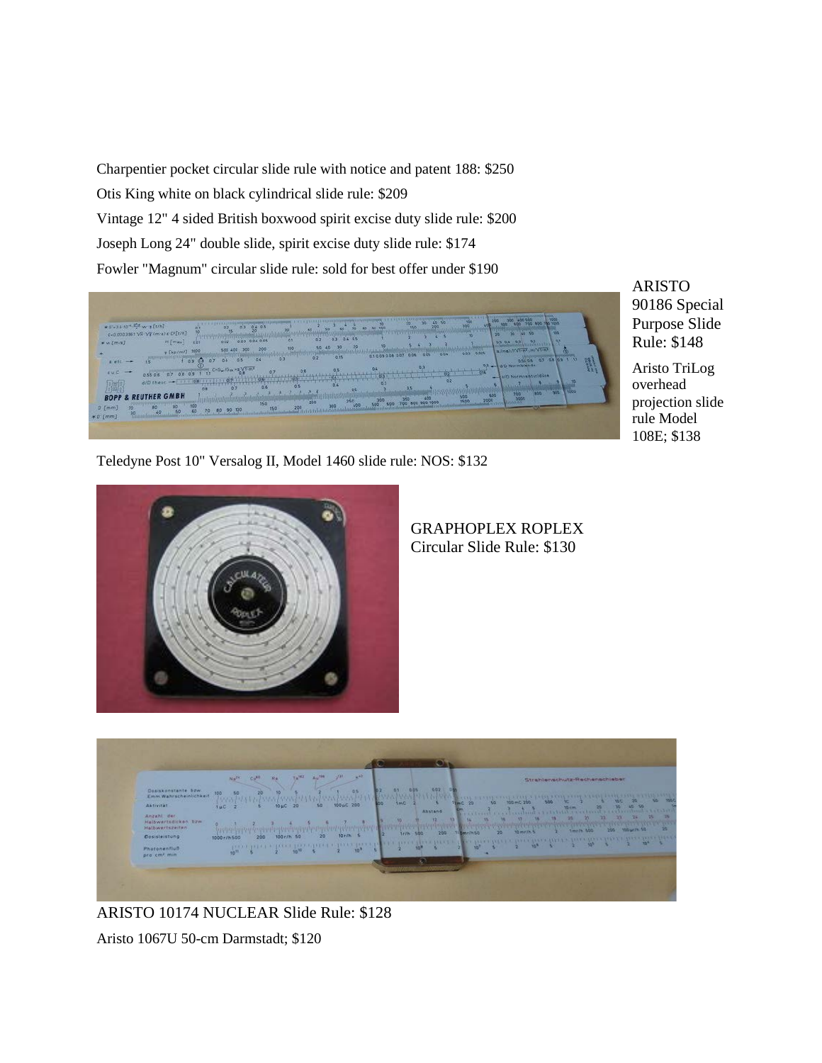Charpentier pocket circular slide rule with notice and patent 188: $250

Otis King white on black cylindrical slide rule: $209

Vintage 12" 4 sided British boxwood spirit excise duty slide rule: $200

Joseph Long 24" double slide, spirit excise duty slide rule: $174

Fowler "Magnum" circular slide rule: sold for best offer under $190

ARISTO 90186 Special Purpose Slide Rule: $148

Aristo TriLog overhead projection slide rule Model 108E; $138

Teledyne Post 10" Versalog II, Model 1460 slide rule: NOS: $132

GRAPHOPLEX ROPLEX Circular Slide Rule: $130

ARISTO 10174 NUCLEAR Slide Rule: $128

Aristo 1067U 50-cm Darmstadt; $120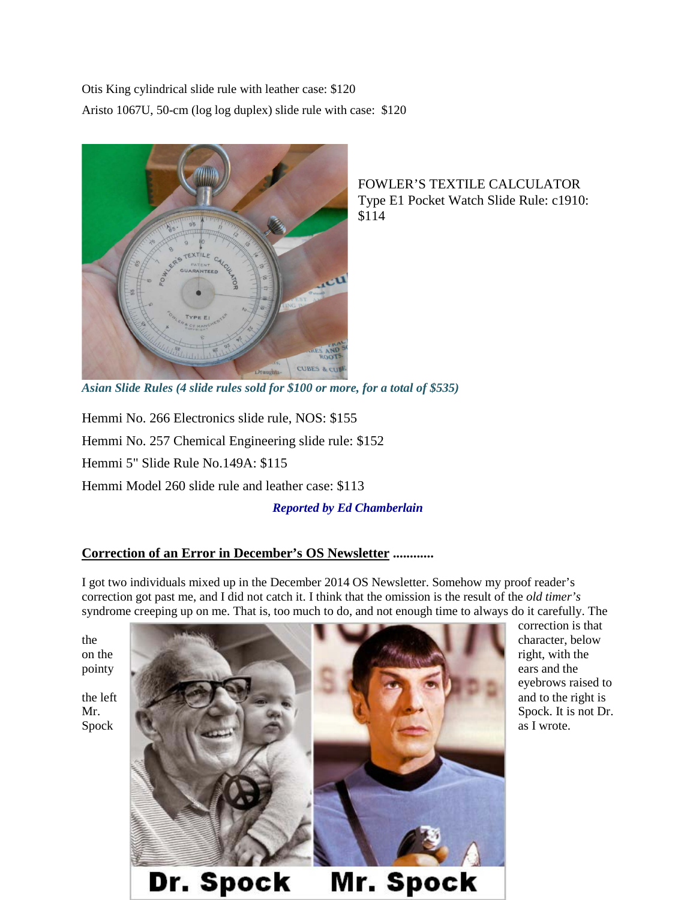Otis King cylindrical slide rule with leather case: $120

Aristo 1067U, 50-cm (log log duplex) slide rule with case: $120

FOWLER'S TEXTILE CALCULATOR Type E1 Pocket Watch Slide Rule: c1910: $114

***Asian Slide Rules (4 slide rules sold for $100 or more, for a total of $535)***

Hemmi No. 266 Electronics slide rule, NOS: $155

Hemmi No. 257 Chemical Engineering slide rule: $152

Hemmi 5" Slide Rule No.149A: $115

Hemmi Model 260 slide rule and leather case: $113

***Reported by Ed Chamberlain***

## Correction of an Error in December's OS Newsletter ............

I got two individuals mixed up in the December 2014 OS Newsletter. Somehow my proof reader's correction got past me, and I did not catch it. I think that the omission is the result of the *old timer's* syndrome creeping up on me. That is, too much to do, and not enough time to always do it carefully. The correction is that the character, below on the right, with the pointy ears and the eyebrows raised to the left and to the right is Mr. Spock. It is not Dr. Spock as I wrote.

Dr. Spock Mr. Spock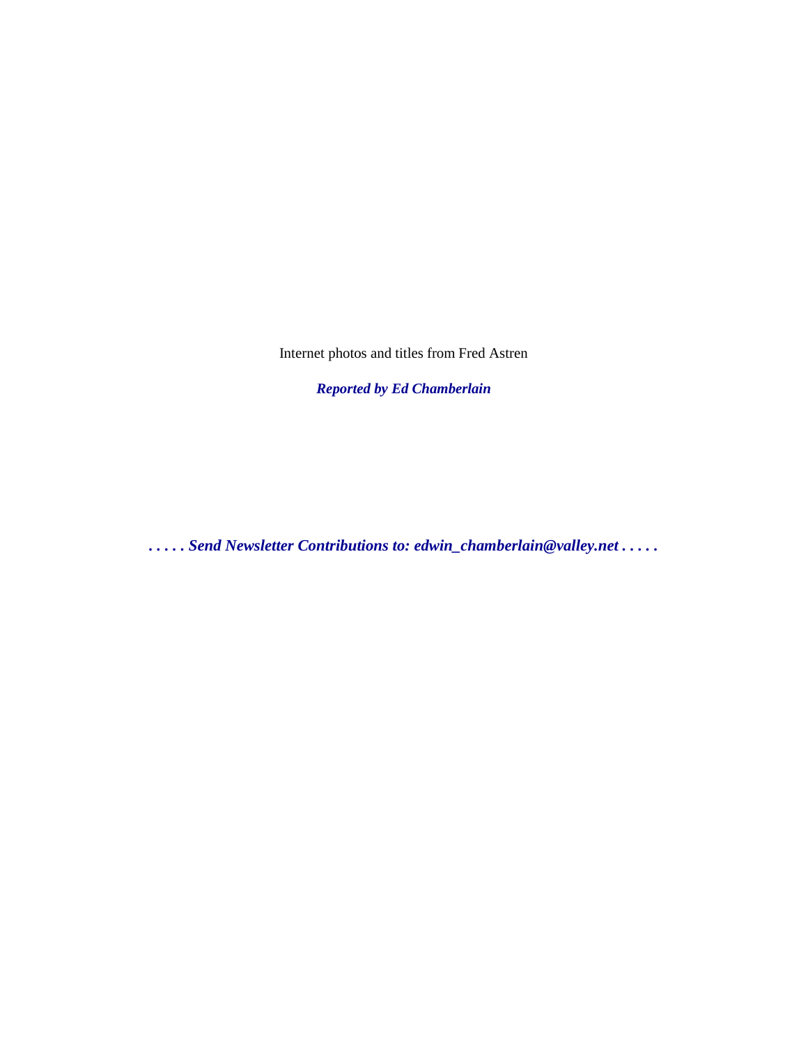Internet photos and titles from Fred Astren

***Reported by Ed Chamberlain***

***. . . . . Send Newsletter Contributions to: edwin_chamberlain@valley.net . . . . .***